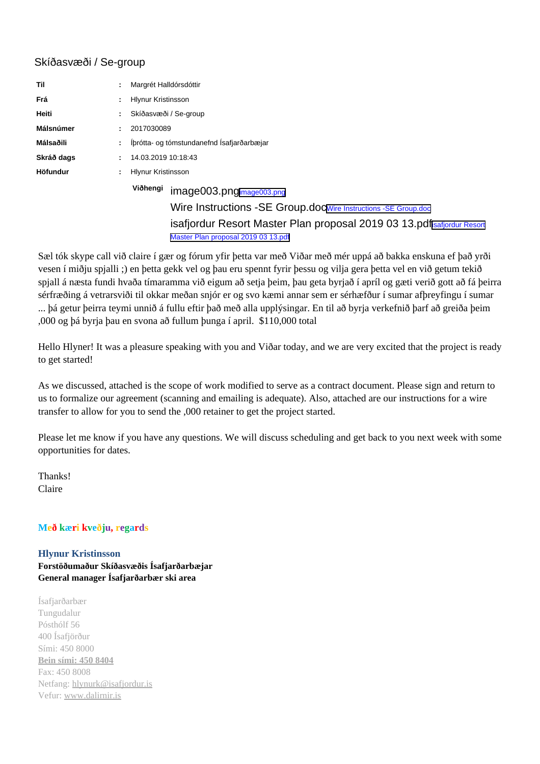# Skíðasvæði / Se-group

| | | |
|---|---|---|
| **Til** | : | Margrét Halldórsdóttir |
| **Frá** | : | Hlynur Kristinsson |
| **Heiti** | : | Skíðasvæði / Se-group |
| **Málsnúmer** | : | 2017030089 |
| **Málsaðili** | : | Íþrótta- og tómstundanefnd Ísafjarðarbæjar |
| **Skráð dags** | : | 14.03.2019 10:18:43 |
| **Höfundur** | : | Hlynur Kristinsson |

**Viðhengi**
image003.png [image003.png]
Wire Instructions -SE Group.doc [Wire Instructions -SE Group.doc]
isafjordur Resort Master Plan proposal 2019 03 13.pdf [isafjordur Resort Master Plan proposal 2019 03 13.pdf]

Sæl tók skype call við claire í gær og fórum yfir þetta var með Viðar með mér uppá að bakka enskuna ef það yrði vesen í miðju spjalli ;) en þetta gekk vel og þau eru spennt fyrir þessu og vilja gera þetta vel en við getum tekið spjall á næsta fundi hvaða tímaramma við eigum að setja þeim, þau geta byrjað í apríl og gæti verið gott að fá þeirra sérfræðing á vetrarsviði til okkar meðan snjór er og svo kæmi annar sem er sérhæfður í sumar afþreyfingu í sumar ... þá getur þeirra teymi unnið á fullu eftir það með alla upplýsingar. En til að byrja verkefnið þarf að greiða þeim ,000 og þá byrja þau en svona að fullum þunga í april. $110,000 total

Hello Hlyner! It was a pleasure speaking with you and Viðar today, and we are very excited that the project is ready to get started!

As we discussed, attached is the scope of work modified to serve as a contract document. Please sign and return to us to formalize our agreement (scanning and emailing is adequate). Also, attached are our instructions for a wire transfer to allow for you to send the ,000 retainer to get the project started.

Please let me know if you have any questions. We will discuss scheduling and get back to you next week with some opportunities for dates.

Thanks!
Claire

**Með kæri kveðju, regards**

**Hlynur Kristinsson**
**Forstöðumaður Skíðasvæðis Ísafjarðarbæjar**
**General manager Ísafjarðarbær ski area**

Ísafjarðarbær
Tungudalur
Pósthólf 56
400 Ísafjörður
Sími: 450 8000
**Bein sími: 450 8404**
Fax: 450 8008
Netfang: hlynurk@isafjordur.is
Vefur: www.dalirnir.is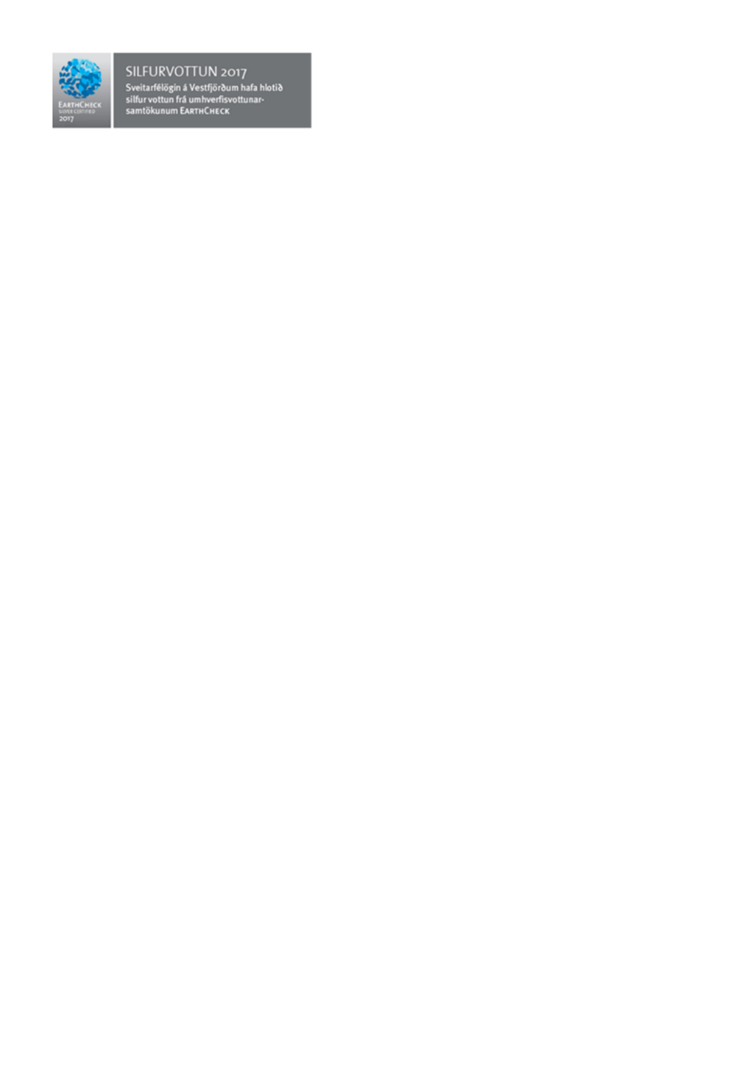EARTHCHECK
SILVER CERTIFIED
2017

SILFURVOTTUN 2017

Sveitarfélögin á Vestfjörðum hafa hlotið silfur vottun frá umhverfisvottunar-samtökunum EARTHCHECK